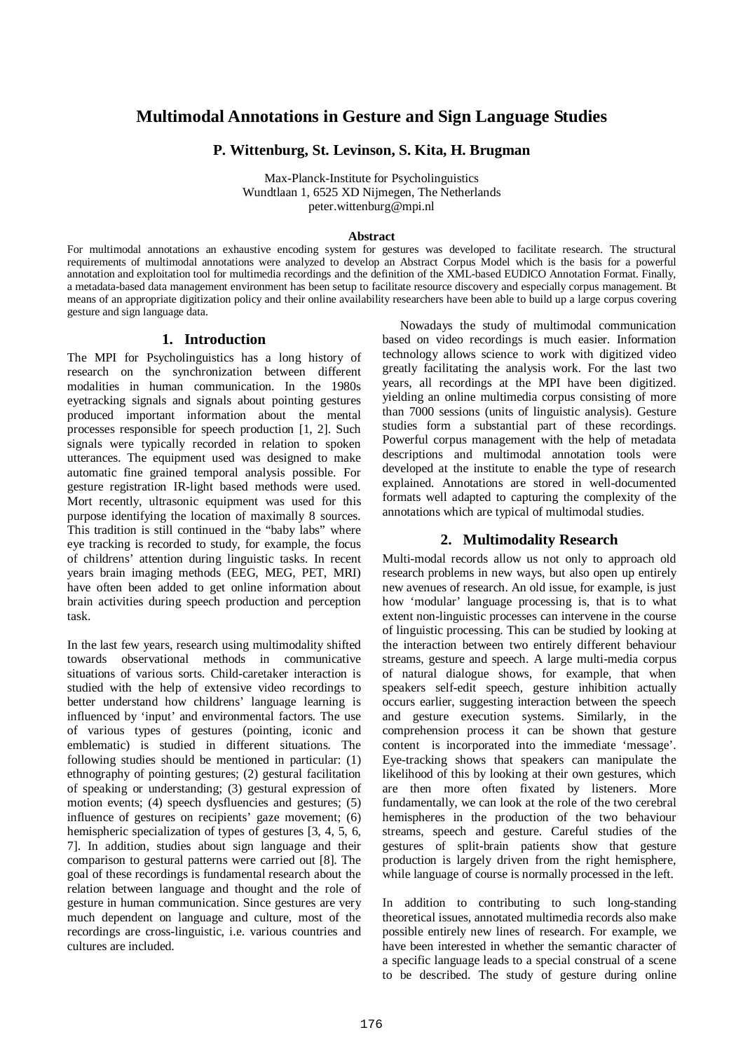# Multimodal Annotations in Gesture and Sign Language Studies

**P. Wittenburg, St. Levinson, S. Kita, H. Brugman**

Max-Planck-Institute for Psycholinguistics
Wundtlaan 1, 6525 XD Nijmegen, The Netherlands
peter.wittenburg@mpi.nl

**Abstract**

For multimodal annotations an exhaustive encoding system for gestures was developed to facilitate research. The structural requirements of multimodal annotations were analyzed to develop an Abstract Corpus Model which is the basis for a powerful annotation and exploitation tool for multimedia recordings and the definition of the XML-based EUDICO Annotation Format. Finally, a metadata-based data management environment has been setup to facilitate resource discovery and especially corpus management. Bt means of an appropriate digitization policy and their online availability researchers have been able to build up a large corpus covering gesture and sign language data.

## 1. Introduction

The MPI for Psycholinguistics has a long history of research on the synchronization between different modalities in human communication. In the 1980s eyetracking signals and signals about pointing gestures produced important information about the mental processes responsible for speech production [1, 2]. Such signals were typically recorded in relation to spoken utterances. The equipment used was designed to make automatic fine grained temporal analysis possible. For gesture registration IR-light based methods were used. Mort recently, ultrasonic equipment was used for this purpose identifying the location of maximally 8 sources. This tradition is still continued in the "baby labs" where eye tracking is recorded to study, for example, the focus of childrens' attention during linguistic tasks. In recent years brain imaging methods (EEG, MEG, PET, MRI) have often been added to get online information about brain activities during speech production and perception task.

In the last few years, research using multimodality shifted towards observational methods in communicative situations of various sorts. Child-caretaker interaction is studied with the help of extensive video recordings to better understand how childrens' language learning is influenced by 'input' and environmental factors. The use of various types of gestures (pointing, iconic and emblematic) is studied in different situations. The following studies should be mentioned in particular: (1) ethnography of pointing gestures; (2) gestural facilitation of speaking or understanding; (3) gestural expression of motion events; (4) speech dysfluencies and gestures; (5) influence of gestures on recipients' gaze movement; (6) hemispheric specialization of types of gestures [3, 4, 5, 6, 7]. In addition, studies about sign language and their comparison to gestural patterns were carried out [8]. The goal of these recordings is fundamental research about the relation between language and thought and the role of gesture in human communication. Since gestures are very much dependent on language and culture, most of the recordings are cross-linguistic, i.e. various countries and cultures are included.

Nowadays the study of multimodal communication based on video recordings is much easier. Information technology allows science to work with digitized video greatly facilitating the analysis work. For the last two years, all recordings at the MPI have been digitized. yielding an online multimedia corpus consisting of more than 7000 sessions (units of linguistic analysis). Gesture studies form a substantial part of these recordings. Powerful corpus management with the help of metadata descriptions and multimodal annotation tools were developed at the institute to enable the type of research explained. Annotations are stored in well-documented formats well adapted to capturing the complexity of the annotations which are typical of multimodal studies.

## 2. Multimodality Research

Multi-modal records allow us not only to approach old research problems in new ways, but also open up entirely new avenues of research. An old issue, for example, is just how 'modular' language processing is, that is to what extent non-linguistic processes can intervene in the course of linguistic processing. This can be studied by looking at the interaction between two entirely different behaviour streams, gesture and speech. A large multi-media corpus of natural dialogue shows, for example, that when speakers self-edit speech, gesture inhibition actually occurs earlier, suggesting interaction between the speech and gesture execution systems. Similarly, in the comprehension process it can be shown that gesture content is incorporated into the immediate 'message'. Eye-tracking shows that speakers can manipulate the likelihood of this by looking at their own gestures, which are then more often fixated by listeners. More fundamentally, we can look at the role of the two cerebral hemispheres in the production of the two behaviour streams, speech and gesture. Careful studies of the gestures of split-brain patients show that gesture production is largely driven from the right hemisphere, while language of course is normally processed in the left.

In addition to contributing to such long-standing theoretical issues, annotated multimedia records also make possible entirely new lines of research. For example, we have been interested in whether the semantic character of a specific language leads to a special construal of a scene to be described. The study of gesture during online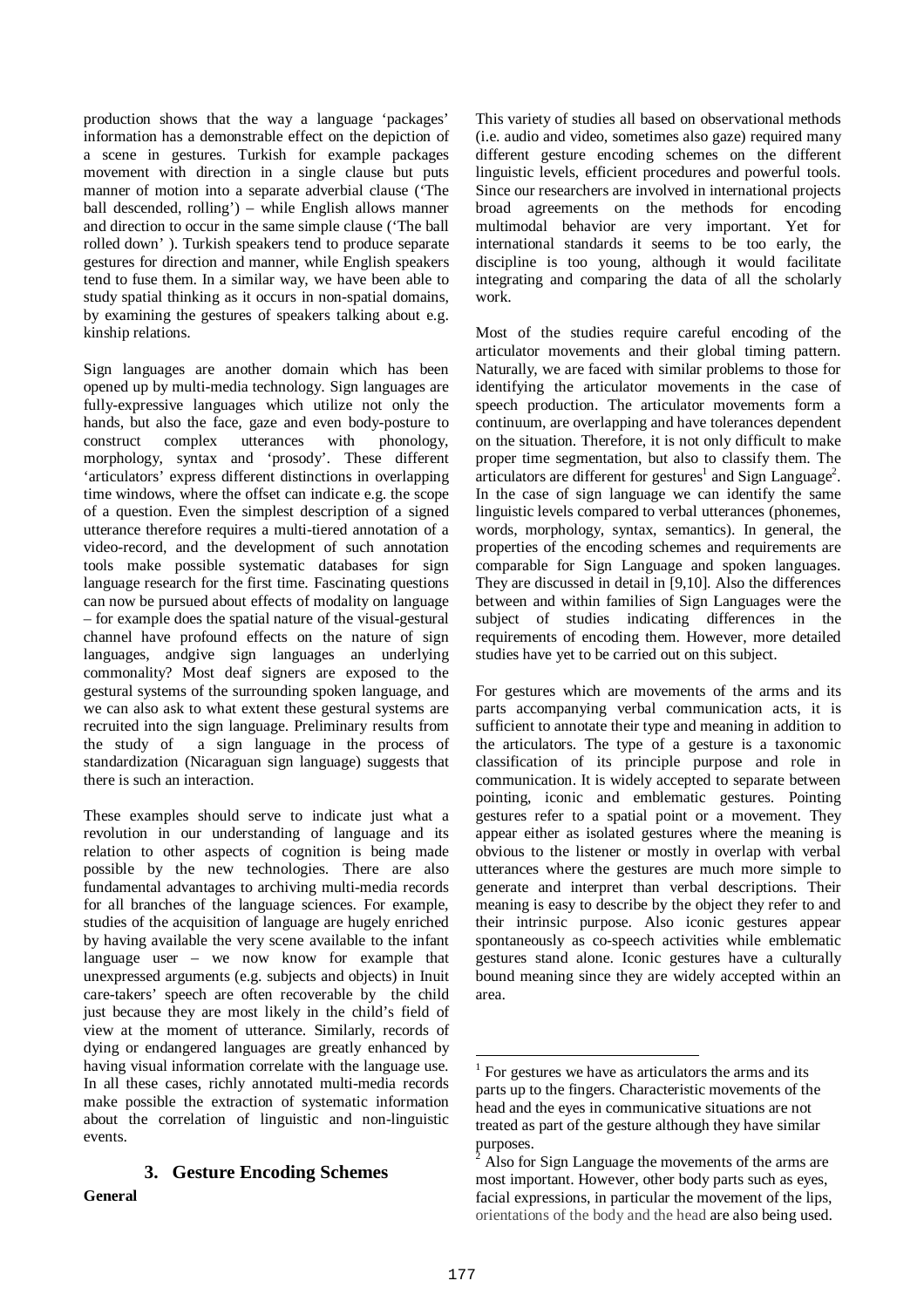production shows that the way a language 'packages' information has a demonstrable effect on the depiction of a scene in gestures. Turkish for example packages movement with direction in a single clause but puts manner of motion into a separate adverbial clause ('The ball descended, rolling') – while English allows manner and direction to occur in the same simple clause ('The ball rolled down' ). Turkish speakers tend to produce separate gestures for direction and manner, while English speakers tend to fuse them. In a similar way, we have been able to study spatial thinking as it occurs in non-spatial domains, by examining the gestures of speakers talking about e.g. kinship relations.

Sign languages are another domain which has been opened up by multi-media technology. Sign languages are fully-expressive languages which utilize not only the hands, but also the face, gaze and even body-posture to construct complex utterances with phonology, morphology, syntax and 'prosody'. These different 'articulators' express different distinctions in overlapping time windows, where the offset can indicate e.g. the scope of a question. Even the simplest description of a signed utterance therefore requires a multi-tiered annotation of a video-record, and the development of such annotation tools make possible systematic databases for sign language research for the first time. Fascinating questions can now be pursued about effects of modality on language – for example does the spatial nature of the visual-gestural channel have profound effects on the nature of sign languages, andgive sign languages an underlying commonality? Most deaf signers are exposed to the gestural systems of the surrounding spoken language, and we can also ask to what extent these gestural systems are recruited into the sign language. Preliminary results from the study of a sign language in the process of standardization (Nicaraguan sign language) suggests that there is such an interaction.

These examples should serve to indicate just what a revolution in our understanding of language and its relation to other aspects of cognition is being made possible by the new technologies. There are also fundamental advantages to archiving multi-media records for all branches of the language sciences. For example, studies of the acquisition of language are hugely enriched by having available the very scene available to the infant language user – we now know for example that unexpressed arguments (e.g. subjects and objects) in Inuit care-takers' speech are often recoverable by the child just because they are most likely in the child's field of view at the moment of utterance. Similarly, records of dying or endangered languages are greatly enhanced by having visual information correlate with the language use. In all these cases, richly annotated multi-media records make possible the extraction of systematic information about the correlation of linguistic and non-linguistic events.

## 3. Gesture Encoding Schemes

**General**

This variety of studies all based on observational methods (i.e. audio and video, sometimes also gaze) required many different gesture encoding schemes on the different linguistic levels, efficient procedures and powerful tools. Since our researchers are involved in international projects broad agreements on the methods for encoding multimodal behavior are very important. Yet for international standards it seems to be too early, the discipline is too young, although it would facilitate integrating and comparing the data of all the scholarly work.

Most of the studies require careful encoding of the articulator movements and their global timing pattern. Naturally, we are faced with similar problems to those for identifying the articulator movements in the case of speech production. The articulator movements form a continuum, are overlapping and have tolerances dependent on the situation. Therefore, it is not only difficult to make proper time segmentation, but also to classify them. The articulators are different for gestures[1] and Sign Language[2]. In the case of sign language we can identify the same linguistic levels compared to verbal utterances (phonemes, words, morphology, syntax, semantics). In general, the properties of the encoding schemes and requirements are comparable for Sign Language and spoken languages. They are discussed in detail in [9,10]. Also the differences between and within families of Sign Languages were the subject of studies indicating differences in the requirements of encoding them. However, more detailed studies have yet to be carried out on this subject.

For gestures which are movements of the arms and its parts accompanying verbal communication acts, it is sufficient to annotate their type and meaning in addition to the articulators. The type of a gesture is a taxonomic classification of its principle purpose and role in communication. It is widely accepted to separate between pointing, iconic and emblematic gestures. Pointing gestures refer to a spatial point or a movement. They appear either as isolated gestures where the meaning is obvious to the listener or mostly in overlap with verbal utterances where the gestures are much more simple to generate and interpret than verbal descriptions. Their meaning is easy to describe by the object they refer to and their intrinsic purpose. Also iconic gestures appear spontaneously as co-speech activities while emblematic gestures stand alone. Iconic gestures have a culturally bound meaning since they are widely accepted within an area.

---

[1] For gestures we have as articulators the arms and its parts up to the fingers. Characteristic movements of the head and the eyes in communicative situations are not treated as part of the gesture although they have similar purposes.

[2] Also for Sign Language the movements of the arms are most important. However, other body parts such as eyes, facial expressions, in particular the movement of the lips, orientations of the body and the head are also being used.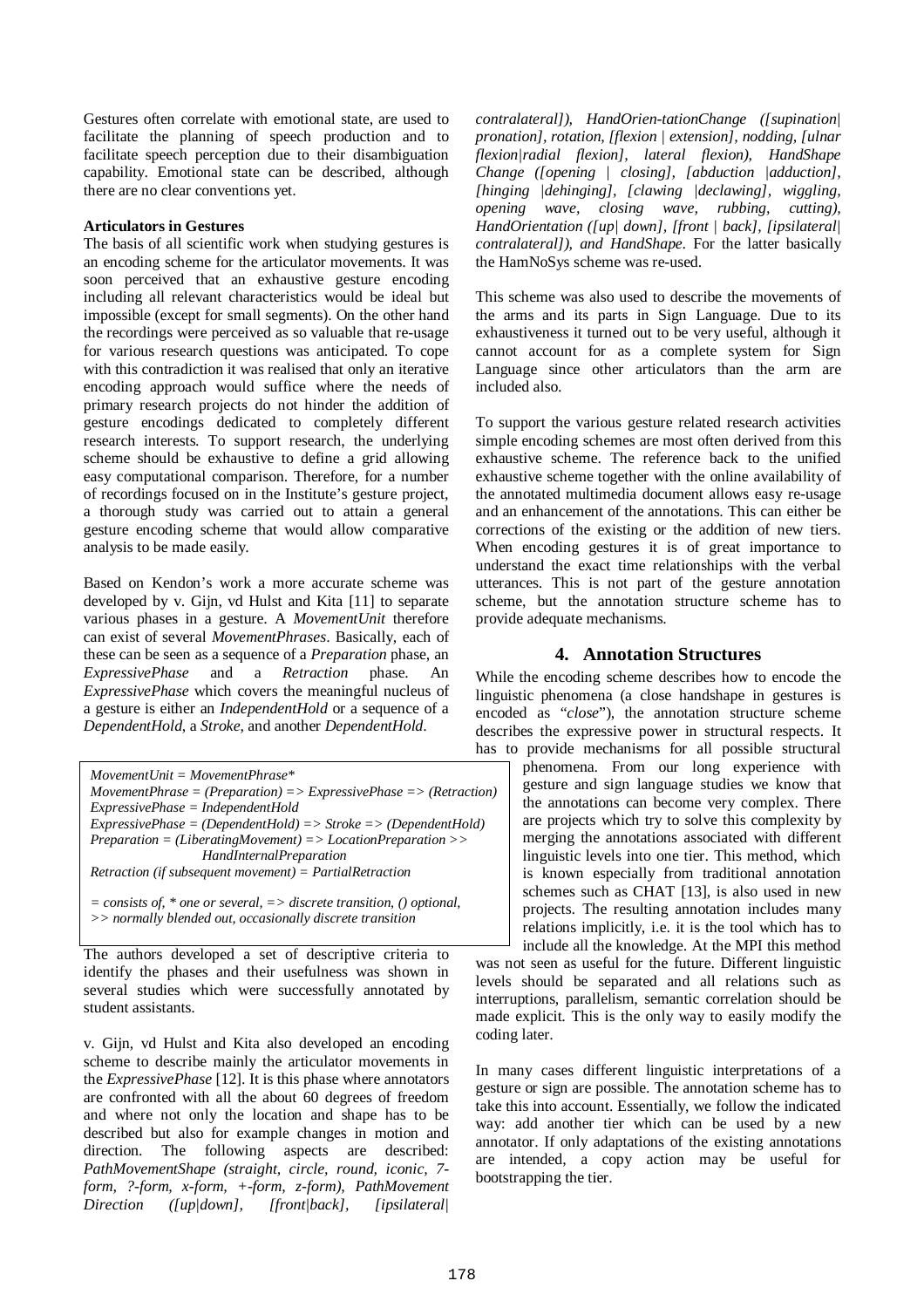Gestures often correlate with emotional state, are used to facilitate the planning of speech production and to facilitate speech perception due to their disambiguation capability. Emotional state can be described, although there are no clear conventions yet.

**Articulators in Gestures**

The basis of all scientific work when studying gestures is an encoding scheme for the articulator movements. It was soon perceived that an exhaustive gesture encoding including all relevant characteristics would be ideal but impossible (except for small segments). On the other hand the recordings were perceived as so valuable that re-usage for various research questions was anticipated. To cope with this contradiction it was realised that only an iterative encoding approach would suffice where the needs of primary research projects do not hinder the addition of gesture encodings dedicated to completely different research interests. To support research, the underlying scheme should be exhaustive to define a grid allowing easy computational comparison. Therefore, for a number of recordings focused on in the Institute's gesture project, a thorough study was carried out to attain a general gesture encoding scheme that would allow comparative analysis to be made easily.

Based on Kendon's work a more accurate scheme was developed by v. Gijn, vd Hulst and Kita [11] to separate various phases in a gesture. A *MovementUnit* therefore can exist of several *MovementPhrases*. Basically, each of these can be seen as a sequence of a *Preparation* phase, an *ExpressivePhase* and a *Retraction* phase. An *ExpressivePhase* which covers the meaningful nucleus of a gesture is either an *IndependentHold* or a sequence of a *DependentHold*, a *Stroke*, and another *DependentHold*.

*MovementUnit = MovementPhrase**
*MovementPhrase = (Preparation) => ExpressivePhase => (Retraction)*
*ExpressivePhase = IndependentHold*
*ExpressivePhase = (DependentHold) => Stroke => (DependentHold)*
*Preparation = (LiberatingMovement) => LocationPreparation >> HandInternalPreparation*
*Retraction (if subsequent movement) = PartialRetraction*

*= consists of, * one or several, => discrete transition, () optional, >> normally blended out, occasionally discrete transition*

The authors developed a set of descriptive criteria to identify the phases and their usefulness was shown in several studies which were successfully annotated by student assistants.

v. Gijn, vd Hulst and Kita also developed an encoding scheme to describe mainly the articulator movements in the *ExpressivePhase* [12]. It is this phase where annotators are confronted with all the about 60 degrees of freedom and where not only the location and shape has to be described but also for example changes in motion and direction. The following aspects are described: *PathMovementShape (straight, circle, round, iconic, 7-form, ?-form, x-form, +-form, z-form), PathMovement Direction ([up|down], [front|back], [ipsilateral| contralateral]), HandOrien-tationChange ([supination| pronation], rotation, [flexion | extension], nodding, [ulnar flexion|radial flexion], lateral flexion), HandShape Change ([opening | closing], [abduction |adduction], [hinging |dehinging], [clawing |declawing], wiggling, opening wave, closing wave, rubbing, cutting), HandOrientation ([up| down], [front | back], [ipsilateral| contralateral]), and HandShape.* For the latter basically the HamNoSys scheme was re-used.

This scheme was also used to describe the movements of the arms and its parts in Sign Language. Due to its exhaustiveness it turned out to be very useful, although it cannot account for as a complete system for Sign Language since other articulators than the arm are included also.

To support the various gesture related research activities simple encoding schemes are most often derived from this exhaustive scheme. The reference back to the unified exhaustive scheme together with the online availability of the annotated multimedia document allows easy re-usage and an enhancement of the annotations. This can either be corrections of the existing or the addition of new tiers. When encoding gestures it is of great importance to understand the exact time relationships with the verbal utterances. This is not part of the gesture annotation scheme, but the annotation structure scheme has to provide adequate mechanisms.

## 4. Annotation Structures

While the encoding scheme describes how to encode the linguistic phenomena (a close handshape in gestures is encoded as "*close*"), the annotation structure scheme describes the expressive power in structural respects. It has to provide mechanisms for all possible structural phenomena. From our long experience with gesture and sign language studies we know that the annotations can become very complex. There are projects which try to solve this complexity by merging the annotations associated with different linguistic levels into one tier. This method, which is known especially from traditional annotation schemes such as CHAT [13], is also used in new projects. The resulting annotation includes many relations implicitly, i.e. it is the tool which has to include all the knowledge. At the MPI this method was not seen as useful for the future. Different linguistic levels should be separated and all relations such as interruptions, parallelism, semantic correlation should be made explicit. This is the only way to easily modify the coding later.

In many cases different linguistic interpretations of a gesture or sign are possible. The annotation scheme has to take this into account. Essentially, we follow the indicated way: add another tier which can be used by a new annotator. If only adaptations of the existing annotations are intended, a copy action may be useful for bootstrapping the tier.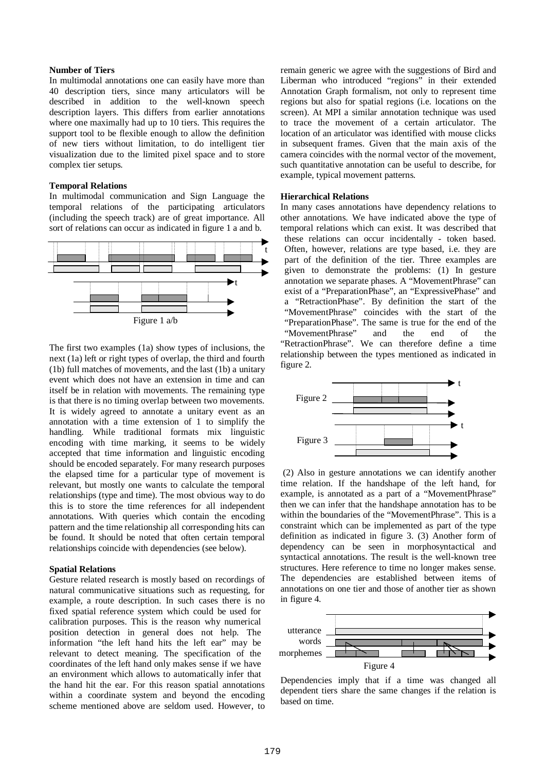**Number of Tiers**

In multimodal annotations one can easily have more than 40 description tiers, since many articulators will be described in addition to the well-known speech description layers. This differs from earlier annotations where one maximally had up to 10 tiers. This requires the support tool to be flexible enough to allow the definition of new tiers without limitation, to do intelligent tier visualization due to the limited pixel space and to store complex tier setups.

**Temporal Relations**

In multimodal communication and Sign Language the temporal relations of the participating articulators (including the speech track) are of great importance. All sort of relations can occur as indicated in figure 1 a and b.

Figure 1 a/b

The first two examples (1a) show types of inclusions, the next (1a) left or right types of overlap, the third and fourth (1b) full matches of movements, and the last (1b) a unitary event which does not have an extension in time and can itself be in relation with movements. The remaining type is that there is no timing overlap between two movements. It is widely agreed to annotate a unitary event as an annotation with a time extension of 1 to simplify the handling. While traditional formats mix linguistic encoding with time marking, it seems to be widely accepted that time information and linguistic encoding should be encoded separately. For many research purposes the elapsed time for a particular type of movement is relevant, but mostly one wants to calculate the temporal relationships (type and time). The most obvious way to do this is to store the time references for all independent annotations. With queries which contain the encoding pattern and the time relationship all corresponding hits can be found. It should be noted that often certain temporal relationships coincide with dependencies (see below).

**Spatial Relations**

Gesture related research is mostly based on recordings of natural communicative situations such as requesting, for example, a route description. In such cases there is no fixed spatial reference system which could be used for calibration purposes. This is the reason why numerical position detection in general does not help. The information "the left hand hits the left ear" may be relevant to detect meaning. The specification of the coordinates of the left hand only makes sense if we have an environment which allows to automatically infer that the hand hit the ear. For this reason spatial annotations within a coordinate system and beyond the encoding scheme mentioned above are seldom used. However, to remain generic we agree with the suggestions of Bird and Liberman who introduced "regions" in their extended Annotation Graph formalism, not only to represent time regions but also for spatial regions (i.e. locations on the screen). At MPI a similar annotation technique was used to trace the movement of a certain articulator. The location of an articulator was identified with mouse clicks in subsequent frames. Given that the main axis of the camera coincides with the normal vector of the movement, such quantitative annotation can be useful to describe, for example, typical movement patterns.

**Hierarchical Relations**

In many cases annotations have dependency relations to other annotations. We have indicated above the type of temporal relations which can exist. It was described that these relations can occur incidentally - token based. Often, however, relations are type based, i.e. they are part of the definition of the tier. Three examples are given to demonstrate the problems: (1) In gesture annotation we separate phases. A "MovementPhrase" can exist of a "PreparationPhase", an "ExpressivePhase" and a "RetractionPhase". By definition the start of the "MovementPhrase" coincides with the start of the "PreparationPhase". The same is true for the end of the "MovementPhrase" and the end of the "RetractionPhrase". We can therefore define a time relationship between the types mentioned as indicated in figure 2.

Figure 2

Figure 3

(2) Also in gesture annotations we can identify another time relation. If the handshape of the left hand, for example, is annotated as a part of a "MovementPhrase" then we can infer that the handshape annotation has to be within the boundaries of the "MovementPhrase". This is a constraint which can be implemented as part of the type definition as indicated in figure 3. (3) Another form of dependency can be seen in morphosyntactical and syntactical annotations. The result is the well-known tree structures. Here reference to time no longer makes sense. The dependencies are established between items of annotations on one tier and those of another tier as shown in figure 4.

Figure 4

Dependencies imply that if a time was changed all dependent tiers share the same changes if the relation is based on time.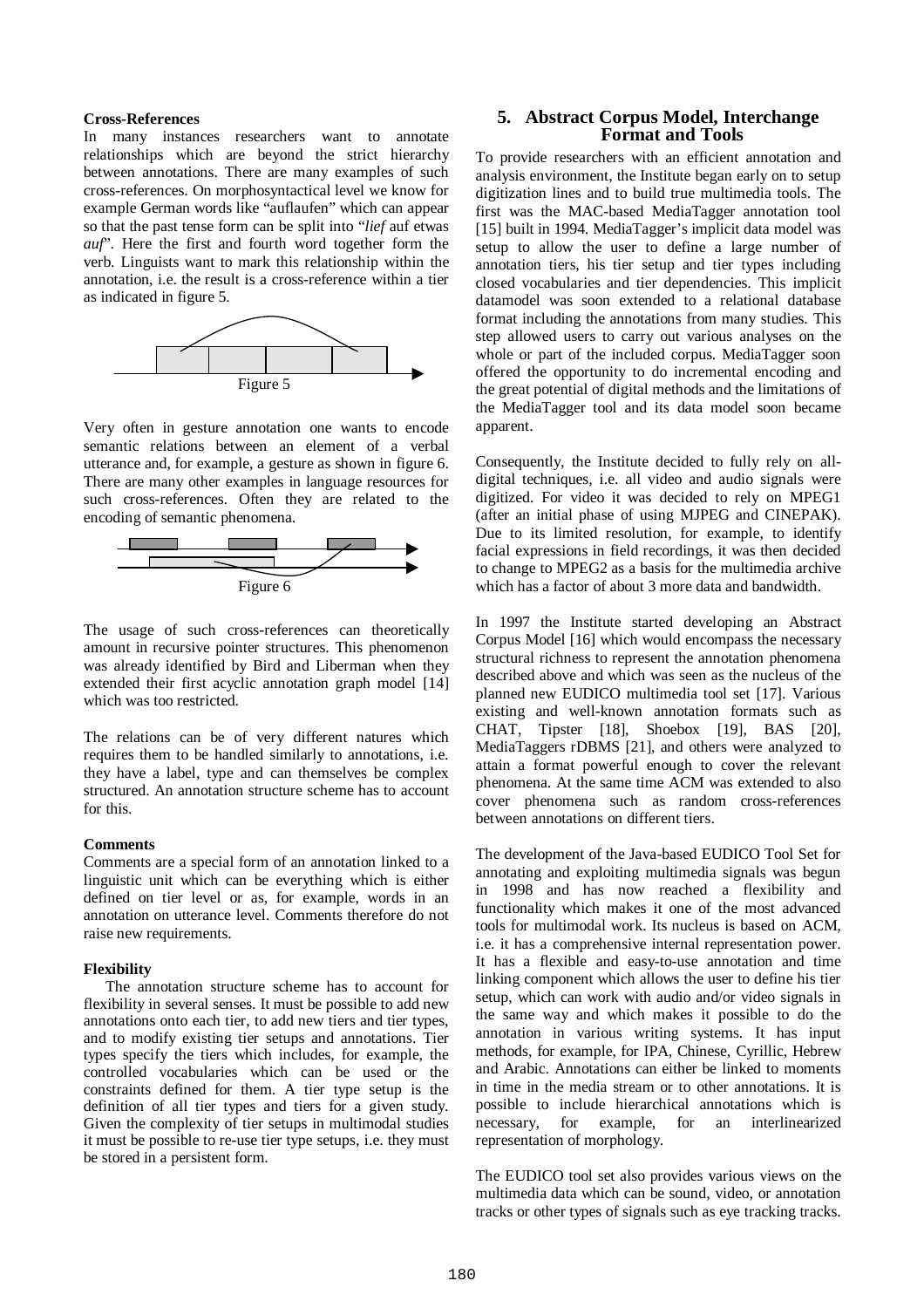**Cross-References**

In many instances researchers want to annotate relationships which are beyond the strict hierarchy between annotations. There are many examples of such cross-references. On morphosyntactical level we know for example German words like "auflaufen" which can appear so that the past tense form can be split into "*lief* auf etwas *auf*". Here the first and fourth word together form the verb. Linguists want to mark this relationship within the annotation, i.e. the result is a cross-reference within a tier as indicated in figure 5.

Figure 5

Very often in gesture annotation one wants to encode semantic relations between an element of a verbal utterance and, for example, a gesture as shown in figure 6. There are many other examples in language resources for such cross-references. Often they are related to the encoding of semantic phenomena.

Figure 6

The usage of such cross-references can theoretically amount in recursive pointer structures. This phenomenon was already identified by Bird and Liberman when they extended their first acyclic annotation graph model [14] which was too restricted.

The relations can be of very different natures which requires them to be handled similarly to annotations, i.e. they have a label, type and can themselves be complex structured. An annotation structure scheme has to account for this.

**Comments**

Comments are a special form of an annotation linked to a linguistic unit which can be everything which is either defined on tier level or as, for example, words in an annotation on utterance level. Comments therefore do not raise new requirements.

**Flexibility**

The annotation structure scheme has to account for flexibility in several senses. It must be possible to add new annotations onto each tier, to add new tiers and tier types, and to modify existing tier setups and annotations. Tier types specify the tiers which includes, for example, the controlled vocabularies which can be used or the constraints defined for them. A tier type setup is the definition of all tier types and tiers for a given study. Given the complexity of tier setups in multimodal studies it must be possible to re-use tier type setups, i.e. they must be stored in a persistent form.

## 5. Abstract Corpus Model, Interchange Format and Tools

To provide researchers with an efficient annotation and analysis environment, the Institute began early on to setup digitization lines and to build true multimedia tools. The first was the MAC-based MediaTagger annotation tool [15] built in 1994. MediaTagger's implicit data model was setup to allow the user to define a large number of annotation tiers, his tier setup and tier types including closed vocabularies and tier dependencies. This implicit datamodel was soon extended to a relational database format including the annotations from many studies. This step allowed users to carry out various analyses on the whole or part of the included corpus. MediaTagger soon offered the opportunity to do incremental encoding and the great potential of digital methods and the limitations of the MediaTagger tool and its data model soon became apparent.

Consequently, the Institute decided to fully rely on all-digital techniques, i.e. all video and audio signals were digitized. For video it was decided to rely on MPEG1 (after an initial phase of using MJPEG and CINEPAK). Due to its limited resolution, for example, to identify facial expressions in field recordings, it was then decided to change to MPEG2 as a basis for the multimedia archive which has a factor of about 3 more data and bandwidth.

In 1997 the Institute started developing an Abstract Corpus Model [16] which would encompass the necessary structural richness to represent the annotation phenomena described above and which was seen as the nucleus of the planned new EUDICO multimedia tool set [17]. Various existing and well-known annotation formats such as CHAT, Tipster [18], Shoebox [19], BAS [20], MediaTaggers rDBMS [21], and others were analyzed to attain a format powerful enough to cover the relevant phenomena. At the same time ACM was extended to also cover phenomena such as random cross-references between annotations on different tiers.

The development of the Java-based EUDICO Tool Set for annotating and exploiting multimedia signals was begun in 1998 and has now reached a flexibility and functionality which makes it one of the most advanced tools for multimodal work. Its nucleus is based on ACM, i.e. it has a comprehensive internal representation power. It has a flexible and easy-to-use annotation and time linking component which allows the user to define his tier setup, which can work with audio and/or video signals in the same way and which makes it possible to do the annotation in various writing systems. It has input methods, for example, for IPA, Chinese, Cyrillic, Hebrew and Arabic. Annotations can either be linked to moments in time in the media stream or to other annotations. It is possible to include hierarchical annotations which is necessary, for example, for an interlinearized representation of morphology.

The EUDICO tool set also provides various views on the multimedia data which can be sound, video, or annotation tracks or other types of signals such as eye tracking tracks.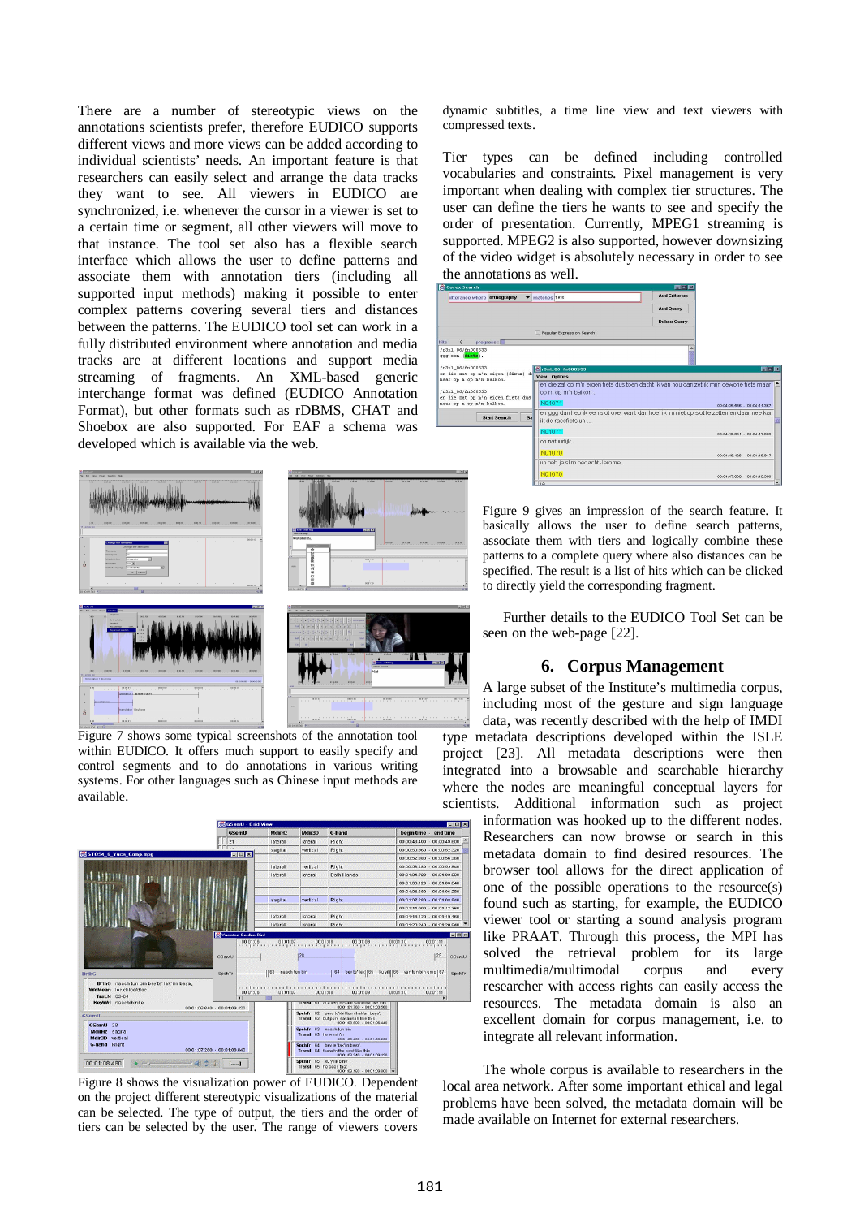There are a number of stereotypic views on the annotations scientists prefer, therefore EUDICO supports different views and more views can be added according to individual scientists' needs. An important feature is that researchers can easily select and arrange the data tracks they want to see. All viewers in EUDICO are synchronized, i.e. whenever the cursor in a viewer is set to a certain time or segment, all other viewers will move to that instance. The tool set also has a flexible search interface which allows the user to define patterns and associate them with annotation tiers (including all supported input methods) making it possible to enter complex patterns covering several tiers and distances between the patterns. The EUDICO tool set can work in a fully distributed environment where annotation and media tracks are at different locations and support media streaming of fragments. An XML-based generic interchange format was defined (EUDICO Annotation Format), but other formats such as rDBMS, CHAT and Shoebox are also supported. For EAF a schema was developed which is available via the web.

Figure 7 shows some typical screenshots of the annotation tool within EUDICO. It offers much support to easily specify and control segments and to do annotations in various writing systems. For other languages such as Chinese input methods are available.

Figure 8 shows the visualization power of EUDICO. Dependent on the project different stereotypic visualizations of the material can be selected. The type of output, the tiers and the order of tiers can be selected by the user. The range of viewers covers dynamic subtitles, a time line view and text viewers with compressed texts.

Tier types can be defined including controlled vocabularies and constraints. Pixel management is very important when dealing with complex tier structures. The user can define the tiers he wants to see and specify the order of presentation. Currently, MPEG1 streaming is supported. MPEG2 is also supported, however downsizing of the video widget is absolutely necessary in order to see the annotations as well.

Figure 9 gives an impression of the search feature. It basically allows the user to define search patterns, associate them with tiers and logically combine these patterns to a complete query where also distances can be specified. The result is a list of hits which can be clicked to directly yield the corresponding fragment.

Further details to the EUDICO Tool Set can be seen on the web-page [22].

## 6. Corpus Management

A large subset of the Institute's multimedia corpus, including most of the gesture and sign language data, was recently described with the help of IMDI type metadata descriptions developed within the ISLE project [23]. All metadata descriptions were then integrated into a browsable and searchable hierarchy where the nodes are meaningful conceptual layers for scientists. Additional information such as project information was hooked up to the different nodes. Researchers can now browse or search in this metadata domain to find desired resources. The browser tool allows for the direct application of one of the possible operations to the resource(s) found such as starting, for example, the EUDICO viewer tool or starting a sound analysis program like PRAAT. Through this process, the MPI has solved the retrieval problem for its large multimedia/multimodal corpus and every researcher with access rights can easily access the resources. The metadata domain is also an excellent domain for corpus management, i.e. to integrate all relevant information.

The whole corpus is available to researchers in the local area network. After some important ethical and legal problems have been solved, the metadata domain will be made available on Internet for external researchers.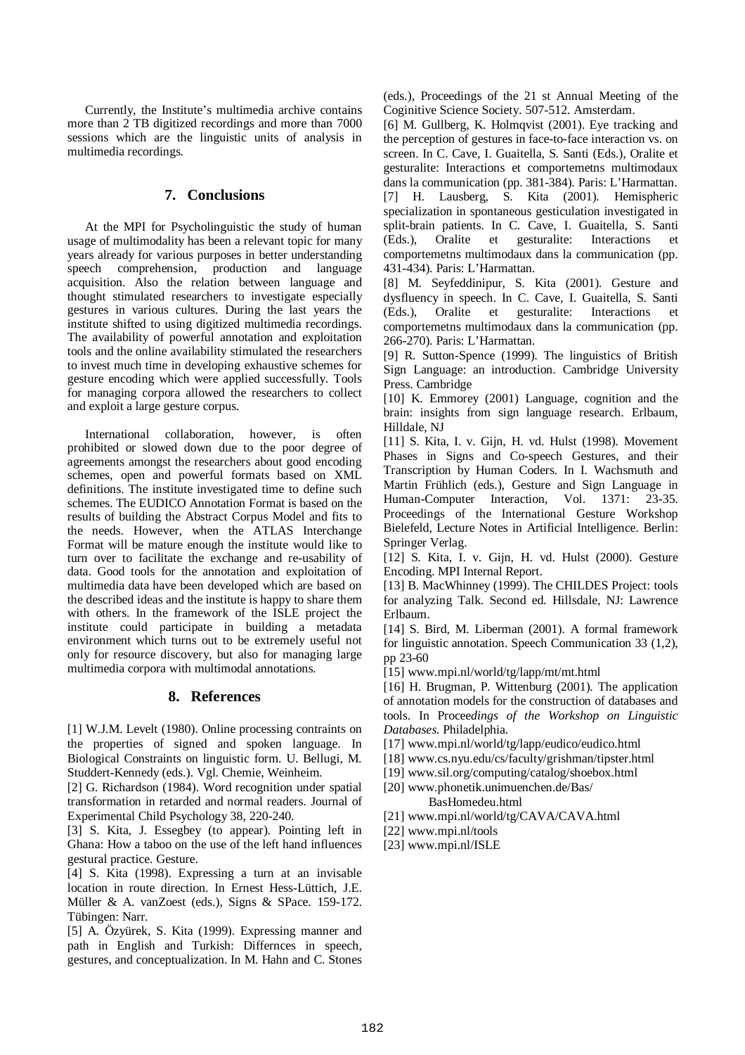Currently, the Institute's multimedia archive contains more than 2 TB digitized recordings and more than 7000 sessions which are the linguistic units of analysis in multimedia recordings.

## 7. Conclusions

At the MPI for Psycholinguistic the study of human usage of multimodality has been a relevant topic for many years already for various purposes in better understanding speech comprehension, production and language acquisition. Also the relation between language and thought stimulated researchers to investigate especially gestures in various cultures. During the last years the institute shifted to using digitized multimedia recordings. The availability of powerful annotation and exploitation tools and the online availability stimulated the researchers to invest much time in developing exhaustive schemes for gesture encoding which were applied successfully. Tools for managing corpora allowed the researchers to collect and exploit a large gesture corpus.

International collaboration, however, is often prohibited or slowed down due to the poor degree of agreements amongst the researchers about good encoding schemes, open and powerful formats based on XML definitions. The institute investigated time to define such schemes. The EUDICO Annotation Format is based on the results of building the Abstract Corpus Model and fits to the needs. However, when the ATLAS Interchange Format will be mature enough the institute would like to turn over to facilitate the exchange and re-usability of data. Good tools for the annotation and exploitation of multimedia data have been developed which are based on the described ideas and the institute is happy to share them with others. In the framework of the ISLE project the institute could participate in building a metadata environment which turns out to be extremely useful not only for resource discovery, but also for managing large multimedia corpora with multimodal annotations.

## 8. References

[1] W.J.M. Levelt (1980). Online processing contraints on the properties of signed and spoken language. In Biological Constraints on linguistic form. U. Bellugi, M. Studdert-Kennedy (eds.). Vgl. Chemie, Weinheim.

[2] G. Richardson (1984). Word recognition under spatial transformation in retarded and normal readers. Journal of Experimental Child Psychology 38, 220-240.

[3] S. Kita, J. Essegbey (to appear). Pointing left in Ghana: How a taboo on the use of the left hand influences gestural practice. Gesture.

[4] S. Kita (1998). Expressing a turn at an invisable location in route direction. In Ernest Hess-Lüttich, J.E. Müller & A. vanZoest (eds.), Signs & SPace. 159-172. Tübingen: Narr.

[5] A. Özyürek, S. Kita (1999). Expressing manner and path in English and Turkish: Differnces in speech, gestures, and conceptualization. In M. Hahn and C. Stones (eds.), Proceedings of the 21 st Annual Meeting of the Coginitive Science Society. 507-512. Amsterdam.

[6] M. Gullberg, K. Holmqvist (2001). Eye tracking and the perception of gestures in face-to-face interaction vs. on screen. In C. Cave, I. Guaitella, S. Santi (Eds.), Oralite et gesturalite: Interactions et comportemetns multimodaux dans la communication (pp. 381-384). Paris: L'Harmattan.

[7] H. Lausberg, S. Kita (2001). Hemispheric specialization in spontaneous gesticulation investigated in split-brain patients. In C. Cave, I. Guaitella, S. Santi (Eds.), Oralite et gesturalite: Interactions et comportemetns multimodaux dans la communication (pp. 431-434). Paris: L'Harmattan.

[8] M. Seyfeddinipur, S. Kita (2001). Gesture and dysfluency in speech. In C. Cave, I. Guaitella, S. Santi (Eds.), Oralite et gesturalite: Interactions et comportemetns multimodaux dans la communication (pp. 266-270). Paris: L'Harmattan.

[9] R. Sutton-Spence (1999). The linguistics of British Sign Language: an introduction. Cambridge University Press. Cambridge

[10] K. Emmorey (2001) Language, cognition and the brain: insights from sign language research. Erlbaum, Hilldale, NJ

[11] S. Kita, I. v. Gijn, H. vd. Hulst (1998). Movement Phases in Signs and Co-speech Gestures, and their Transcription by Human Coders. In I. Wachsmuth and Martin Frühlich (eds.), Gesture and Sign Language in Human-Computer Interaction, Vol. 1371: 23-35. Proceedings of the International Gesture Workshop Bielefeld, Lecture Notes in Artificial Intelligence. Berlin: Springer Verlag.

[12] S. Kita, I. v. Gijn, H. vd. Hulst (2000). Gesture Encoding. MPI Internal Report.

[13] B. MacWhinney (1999). The CHILDES Project: tools for analyzing Talk. Second ed. Hillsdale, NJ: Lawrence Erlbaum.

[14] S. Bird, M. Liberman (2001). A formal framework for linguistic annotation. Speech Communication 33 (1,2), pp 23-60

[15] www.mpi.nl/world/tg/lapp/mt/mt.html

[16] H. Brugman, P. Wittenburg (2001). The application of annotation models for the construction of databases and tools. In *Proceedings of the Workshop on Linguistic Databases*. Philadelphia.

[17] www.mpi.nl/world/tg/lapp/eudico/eudico.html

[18] www.cs.nyu.edu/cs/faculty/grishman/tipster.html

[19] www.sil.org/computing/catalog/shoebox.html

[20] www.phonetik.unimuenchen.de/Bas/BasHomedeu.html

[21] www.mpi.nl/world/tg/CAVA/CAVA.html

[22] www.mpi.nl/tools

[23] www.mpi.nl/ISLE